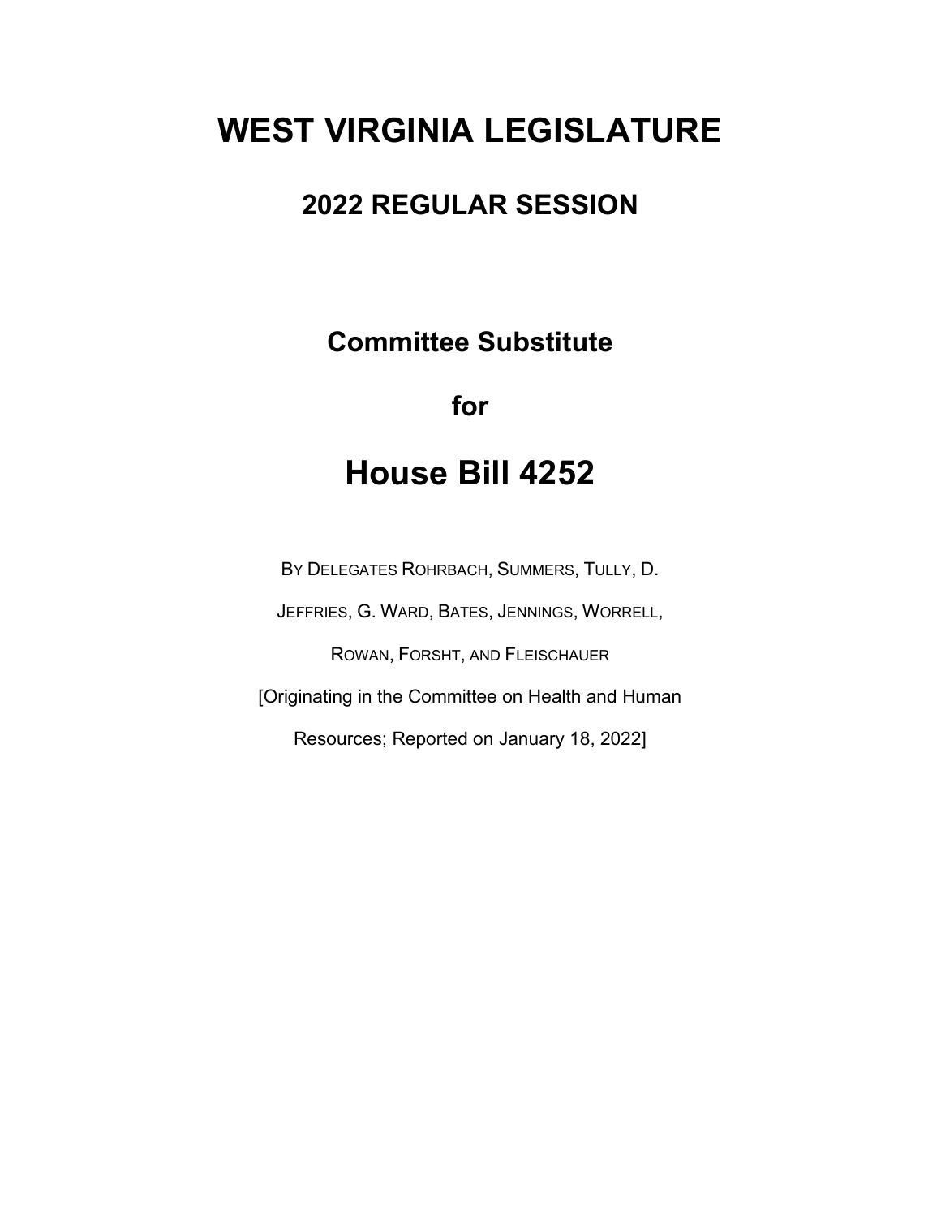# WEST VIRGINIA LEGISLATURE

## 2022 REGULAR SESSION

### Committee Substitute

### for

# House Bill 4252

BY DELEGATES ROHRBACH, SUMMERS, TULLY, D. JEFFRIES, G. WARD, BATES, JENNINGS, WORRELL, ROWAN, FORSHT, AND FLEISCHAUER

[Originating in the Committee on Health and Human Resources; Reported on January 18, 2022]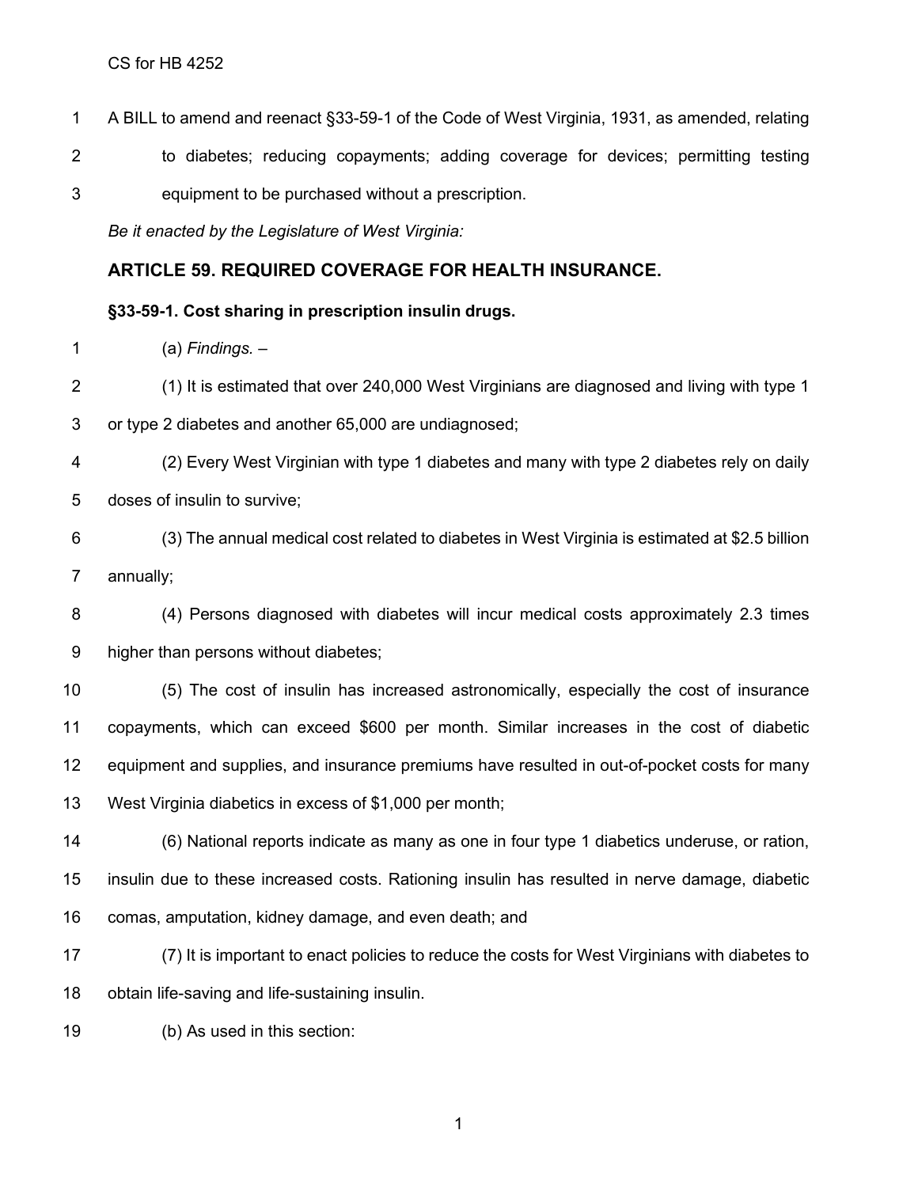CS for HB 4252

A BILL to amend and reenact §33-59-1 of the Code of West Virginia, 1931, as amended, relating to diabetes; reducing copayments; adding coverage for devices; permitting testing equipment to be purchased without a prescription.

*Be it enacted by the Legislature of West Virginia:*

## ARTICLE 59. REQUIRED COVERAGE FOR HEALTH INSURANCE.

### §33-59-1. Cost sharing in prescription insulin drugs.

(a) *Findings.* –

(1) It is estimated that over 240,000 West Virginians are diagnosed and living with type 1 or type 2 diabetes and another 65,000 are undiagnosed;

(2) Every West Virginian with type 1 diabetes and many with type 2 diabetes rely on daily doses of insulin to survive;

(3) The annual medical cost related to diabetes in West Virginia is estimated at $2.5 billion annually;

(4) Persons diagnosed with diabetes will incur medical costs approximately 2.3 times higher than persons without diabetes;

(5) The cost of insulin has increased astronomically, especially the cost of insurance copayments, which can exceed $600 per month. Similar increases in the cost of diabetic equipment and supplies, and insurance premiums have resulted in out-of-pocket costs for many West Virginia diabetics in excess of $1,000 per month;

(6) National reports indicate as many as one in four type 1 diabetics underuse, or ration, insulin due to these increased costs. Rationing insulin has resulted in nerve damage, diabetic comas, amputation, kidney damage, and even death; and

(7) It is important to enact policies to reduce the costs for West Virginians with diabetes to obtain life-saving and life-sustaining insulin.

(b) As used in this section: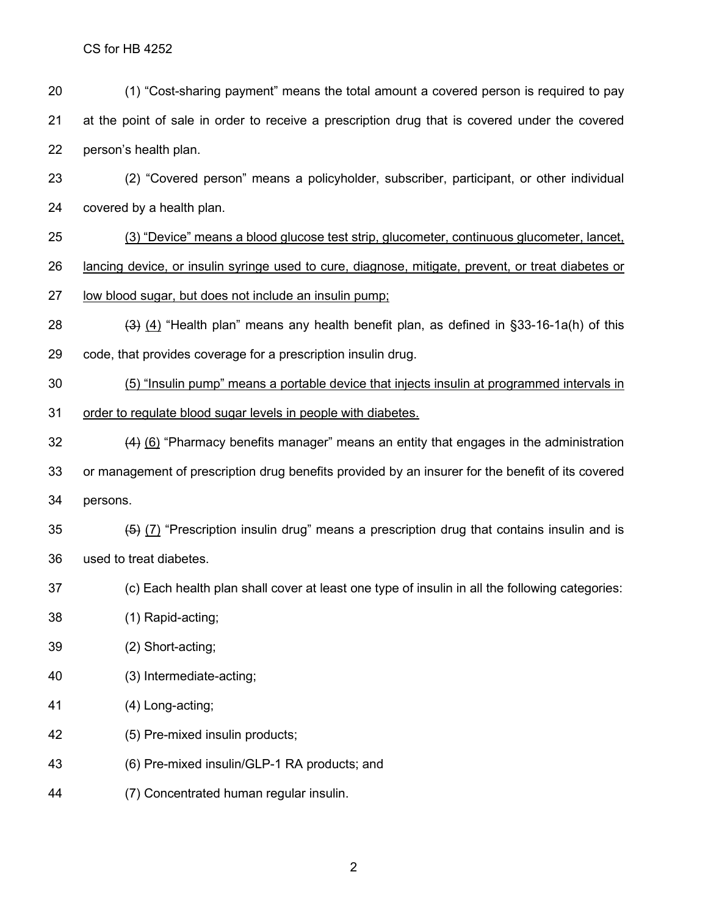(1) "Cost-sharing payment" means the total amount a covered person is required to pay at the point of sale in order to receive a prescription drug that is covered under the covered person's health plan.

(2) "Covered person" means a policyholder, subscriber, participant, or other individual covered by a health plan.

<u>(3) "Device" means a blood glucose test strip, glucometer, continuous glucometer, lancet, lancing device, or insulin syringe used to cure, diagnose, mitigate, prevent, or treat diabetes or low blood sugar, but does not include an insulin pump;</u>

~~(3)~~ <u>(4)</u> "Health plan" means any health benefit plan, as defined in §33-16-1a(h) of this code, that provides coverage for a prescription insulin drug.

<u>(5) "Insulin pump" means a portable device that injects insulin at programmed intervals in order to regulate blood sugar levels in people with diabetes.</u>

~~(4)~~ <u>(6)</u> "Pharmacy benefits manager" means an entity that engages in the administration or management of prescription drug benefits provided by an insurer for the benefit of its covered persons.

~~(5)~~ <u>(7)</u> "Prescription insulin drug" means a prescription drug that contains insulin and is used to treat diabetes.

(c) Each health plan shall cover at least one type of insulin in all the following categories:

(1) Rapid-acting;

(2) Short-acting;

(3) Intermediate-acting;

(4) Long-acting;

(5) Pre-mixed insulin products;

(6) Pre-mixed insulin/GLP-1 RA products; and

(7) Concentrated human regular insulin.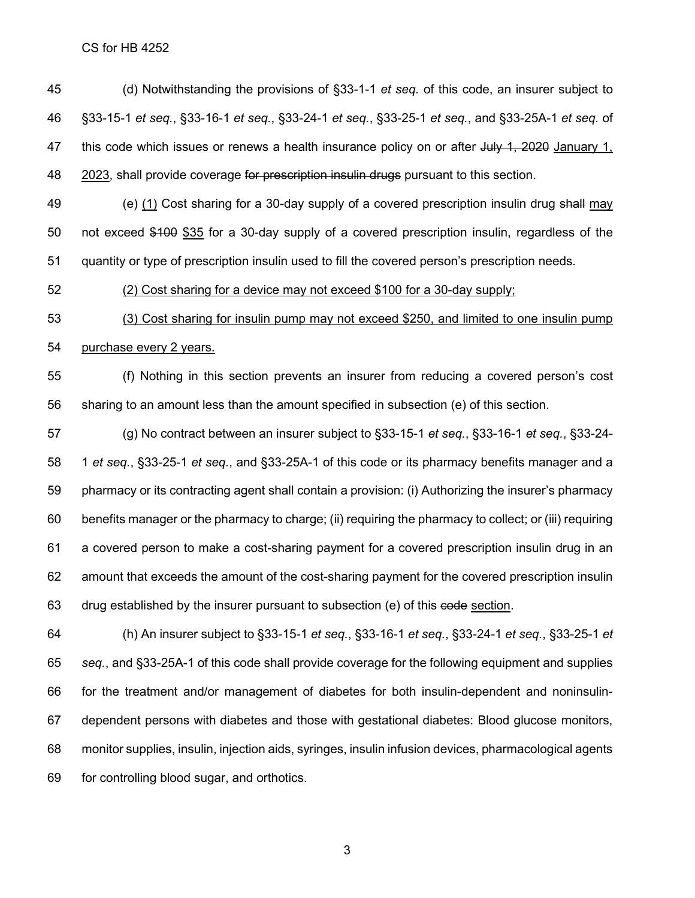(d) Notwithstanding the provisions of §33-1-1 *et seq.* of this code, an insurer subject to §33-15-1 *et seq.*, §33-16-1 *et seq.*, §33-24-1 *et seq.*, §33-25-1 *et seq.*, and §33-25A-1 *et seq.* of this code which issues or renews a health insurance policy on or after ~~July 1, 2020~~ <u>January 1, 2023</u>, shall provide coverage ~~for prescription insulin drugs~~ pursuant to this section.

(e) <u>(1)</u> Cost sharing for a 30-day supply of a covered prescription insulin drug ~~shall~~ <u>may</u> not exceed ~~$100~~ <u>$35</u> for a 30-day supply of a covered prescription insulin, regardless of the quantity or type of prescription insulin used to fill the covered person's prescription needs.

<u>(2) Cost sharing for a device may not exceed $100 for a 30-day supply;</u>

<u>(3) Cost sharing for insulin pump may not exceed $250, and limited to one insulin pump purchase every 2 years.</u>

(f) Nothing in this section prevents an insurer from reducing a covered person's cost sharing to an amount less than the amount specified in subsection (e) of this section.

(g) No contract between an insurer subject to §33-15-1 *et seq.*, §33-16-1 *et seq.*, §33-24-1 *et seq.*, §33-25-1 *et seq.*, and §33-25A-1 of this code or its pharmacy benefits manager and a pharmacy or its contracting agent shall contain a provision: (i) Authorizing the insurer's pharmacy benefits manager or the pharmacy to charge; (ii) requiring the pharmacy to collect; or (iii) requiring a covered person to make a cost-sharing payment for a covered prescription insulin drug in an amount that exceeds the amount of the cost-sharing payment for the covered prescription insulin drug established by the insurer pursuant to subsection (e) of this ~~code~~ <u>section</u>.

(h) An insurer subject to §33-15-1 *et seq.*, §33-16-1 *et seq.*, §33-24-1 *et seq.*, §33-25-1 *et seq.*, and §33-25A-1 of this code shall provide coverage for the following equipment and supplies for the treatment and/or management of diabetes for both insulin-dependent and noninsulin-dependent persons with diabetes and those with gestational diabetes: Blood glucose monitors, monitor supplies, insulin, injection aids, syringes, insulin infusion devices, pharmacological agents for controlling blood sugar, and orthotics.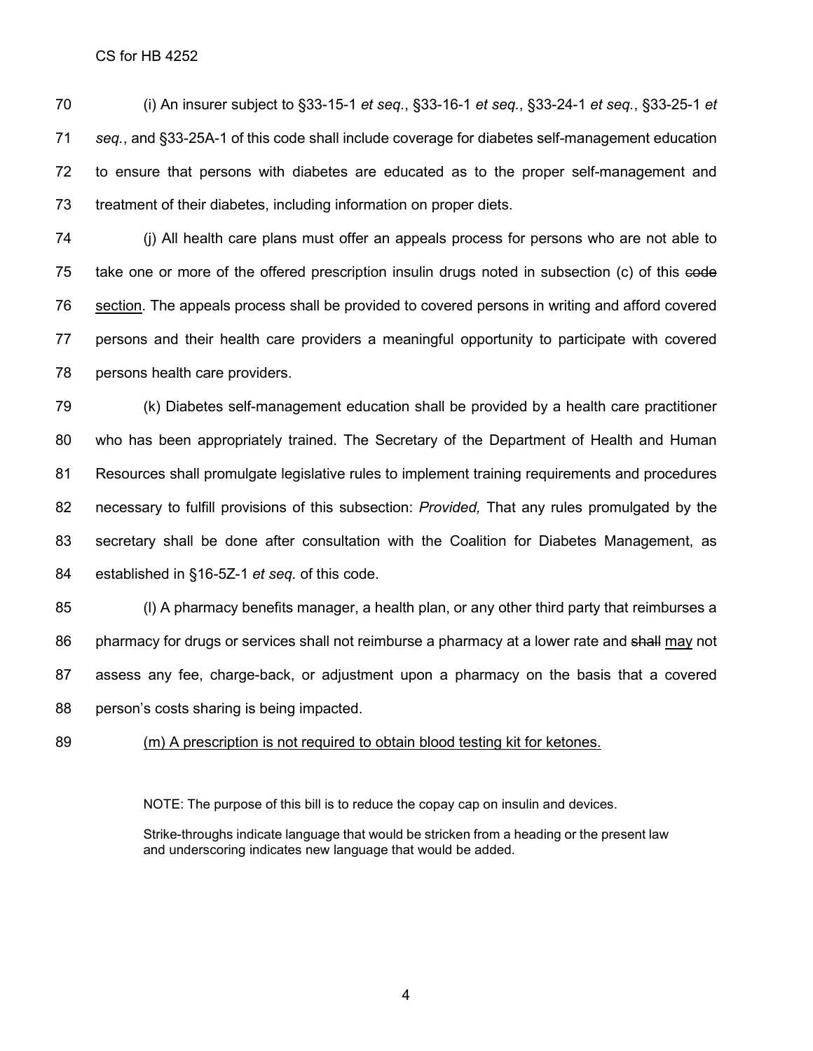(i) An insurer subject to §33-15-1 *et seq.*, §33-16-1 *et seq.*, §33-24-1 *et seq.*, §33-25-1 *et seq.*, and §33-25A-1 of this code shall include coverage for diabetes self-management education to ensure that persons with diabetes are educated as to the proper self-management and treatment of their diabetes, including information on proper diets.

(j) All health care plans must offer an appeals process for persons who are not able to take one or more of the offered prescription insulin drugs noted in subsection (c) of this ~~code~~ <u>section</u>. The appeals process shall be provided to covered persons in writing and afford covered persons and their health care providers a meaningful opportunity to participate with covered persons health care providers.

(k) Diabetes self-management education shall be provided by a health care practitioner who has been appropriately trained. The Secretary of the Department of Health and Human Resources shall promulgate legislative rules to implement training requirements and procedures necessary to fulfill provisions of this subsection: *Provided,* That any rules promulgated by the secretary shall be done after consultation with the Coalition for Diabetes Management, as established in §16-5Z-1 *et seq.* of this code.

(l) A pharmacy benefits manager, a health plan, or any other third party that reimburses a pharmacy for drugs or services shall not reimburse a pharmacy at a lower rate and ~~shall~~ <u>may</u> not assess any fee, charge-back, or adjustment upon a pharmacy on the basis that a covered person's costs sharing is being impacted.

<u>(m) A prescription is not required to obtain blood testing kit for ketones.</u>

NOTE: The purpose of this bill is to reduce the copay cap on insulin and devices.

Strike-throughs indicate language that would be stricken from a heading or the present law and underscoring indicates new language that would be added.